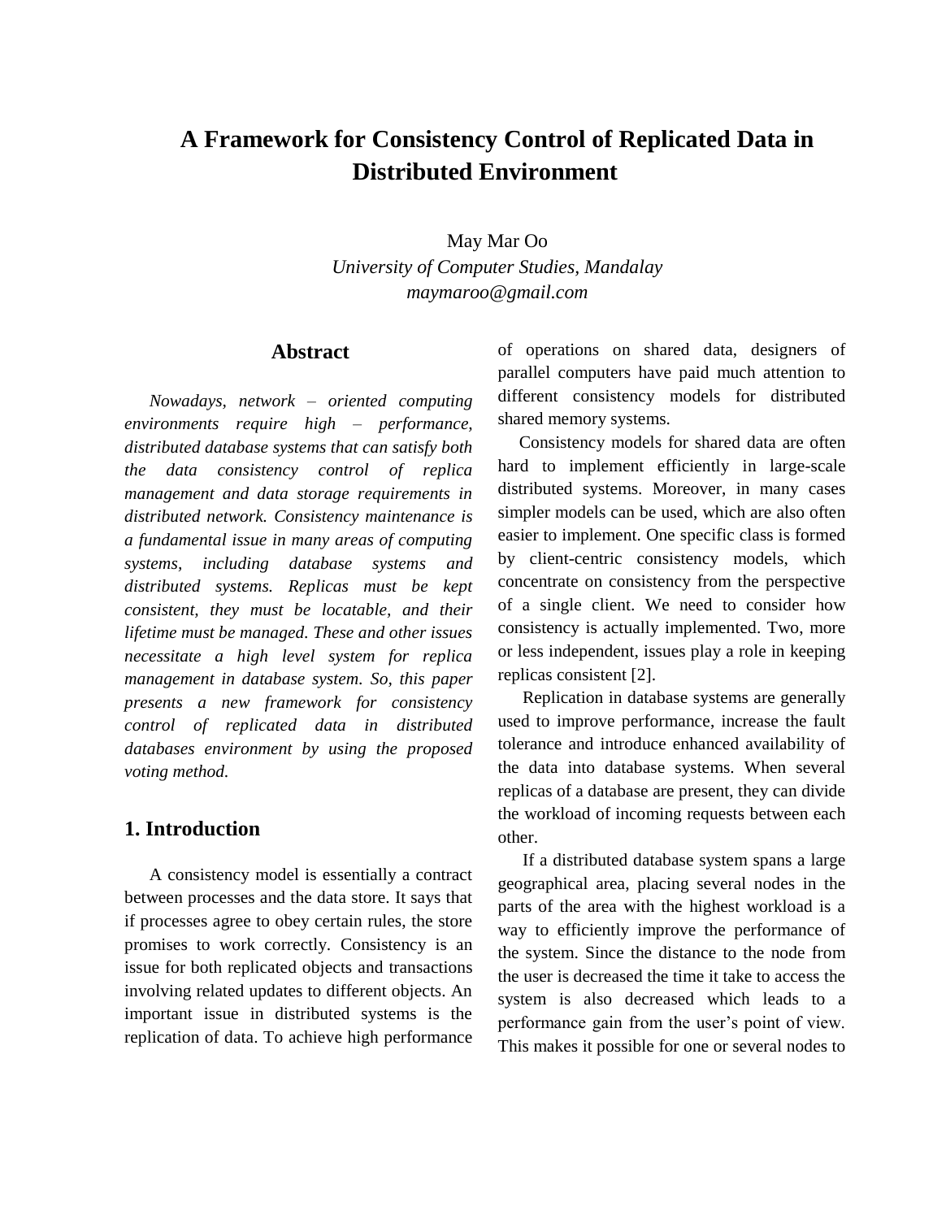# A Framework for Consistency Control of Replicated Data in Distributed Environment

May Mar Oo
*University of Computer Studies, Mandalay*
*maymaroo@gmail.com*

## Abstract

*Nowadays, network – oriented computing environments require high – performance, distributed database systems that can satisfy both the data consistency control of replica management and data storage requirements in distributed network. Consistency maintenance is a fundamental issue in many areas of computing systems, including database systems and distributed systems. Replicas must be kept consistent, they must be locatable, and their lifetime must be managed. These and other issues necessitate a high level system for replica management in database system. So, this paper presents a new framework for consistency control of replicated data in distributed databases environment by using the proposed voting method.*

## 1. Introduction

A consistency model is essentially a contract between processes and the data store. It says that if processes agree to obey certain rules, the store promises to work correctly. Consistency is an issue for both replicated objects and transactions involving related updates to different objects. An important issue in distributed systems is the replication of data. To achieve high performance of operations on shared data, designers of parallel computers have paid much attention to different consistency models for distributed shared memory systems.

Consistency models for shared data are often hard to implement efficiently in large-scale distributed systems. Moreover, in many cases simpler models can be used, which are also often easier to implement. One specific class is formed by client-centric consistency models, which concentrate on consistency from the perspective of a single client. We need to consider how consistency is actually implemented. Two, more or less independent, issues play a role in keeping replicas consistent [2].

Replication in database systems are generally used to improve performance, increase the fault tolerance and introduce enhanced availability of the data into database systems. When several replicas of a database are present, they can divide the workload of incoming requests between each other.

If a distributed database system spans a large geographical area, placing several nodes in the parts of the area with the highest workload is a way to efficiently improve the performance of the system. Since the distance to the node from the user is decreased the time it take to access the system is also decreased which leads to a performance gain from the user's point of view. This makes it possible for one or several nodes to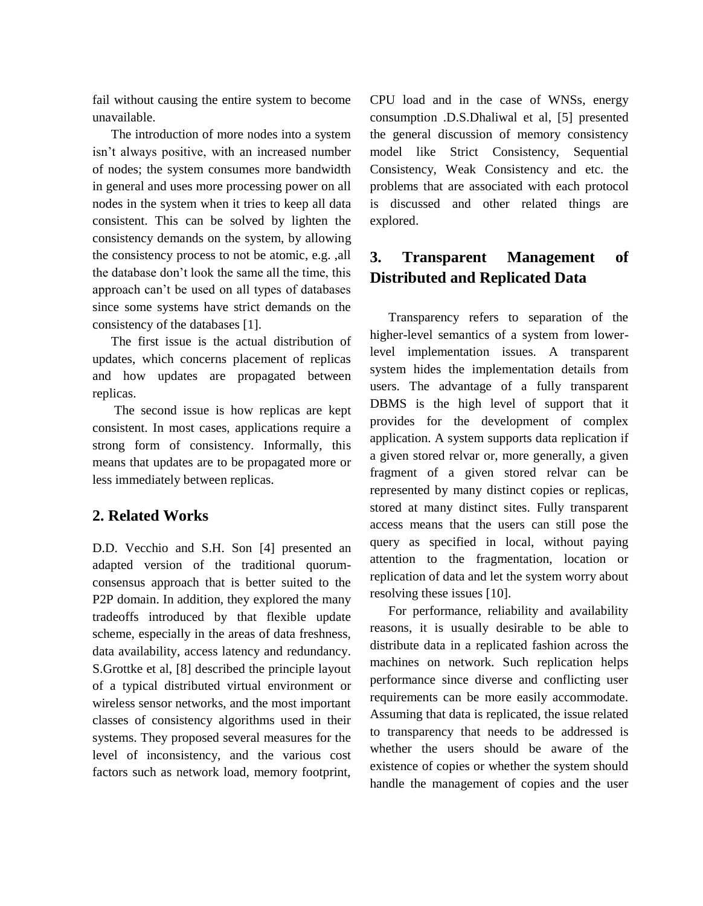fail without causing the entire system to become unavailable.

The introduction of more nodes into a system isn't always positive, with an increased number of nodes; the system consumes more bandwidth in general and uses more processing power on all nodes in the system when it tries to keep all data consistent. This can be solved by lighten the consistency demands on the system, by allowing the consistency process to not be atomic, e.g. ,all the database don't look the same all the time, this approach can't be used on all types of databases since some systems have strict demands on the consistency of the databases [1].

The first issue is the actual distribution of updates, which concerns placement of replicas and how updates are propagated between replicas.

The second issue is how replicas are kept consistent. In most cases, applications require a strong form of consistency. Informally, this means that updates are to be propagated more or less immediately between replicas.

## 2. Related Works

D.D. Vecchio and S.H. Son [4] presented an adapted version of the traditional quorum-consensus approach that is better suited to the P2P domain. In addition, they explored the many tradeoffs introduced by that flexible update scheme, especially in the areas of data freshness, data availability, access latency and redundancy. S.Grottke et al, [8] described the principle layout of a typical distributed virtual environment or wireless sensor networks, and the most important classes of consistency algorithms used in their systems. They proposed several measures for the level of inconsistency, and the various cost factors such as network load, memory footprint, CPU load and in the case of WNSs, energy consumption .D.S.Dhaliwal et al, [5] presented the general discussion of memory consistency model like Strict Consistency, Sequential Consistency, Weak Consistency and etc. the problems that are associated with each protocol is discussed and other related things are explored.

## 3. Transparent Management of Distributed and Replicated Data

Transparency refers to separation of the higher-level semantics of a system from lower-level implementation issues. A transparent system hides the implementation details from users. The advantage of a fully transparent DBMS is the high level of support that it provides for the development of complex application. A system supports data replication if a given stored relvar or, more generally, a given fragment of a given stored relvar can be represented by many distinct copies or replicas, stored at many distinct sites. Fully transparent access means that the users can still pose the query as specified in local, without paying attention to the fragmentation, location or replication of data and let the system worry about resolving these issues [10].

For performance, reliability and availability reasons, it is usually desirable to be able to distribute data in a replicated fashion across the machines on network. Such replication helps performance since diverse and conflicting user requirements can be more easily accommodate. Assuming that data is replicated, the issue related to transparency that needs to be addressed is whether the users should be aware of the existence of copies or whether the system should handle the management of copies and the user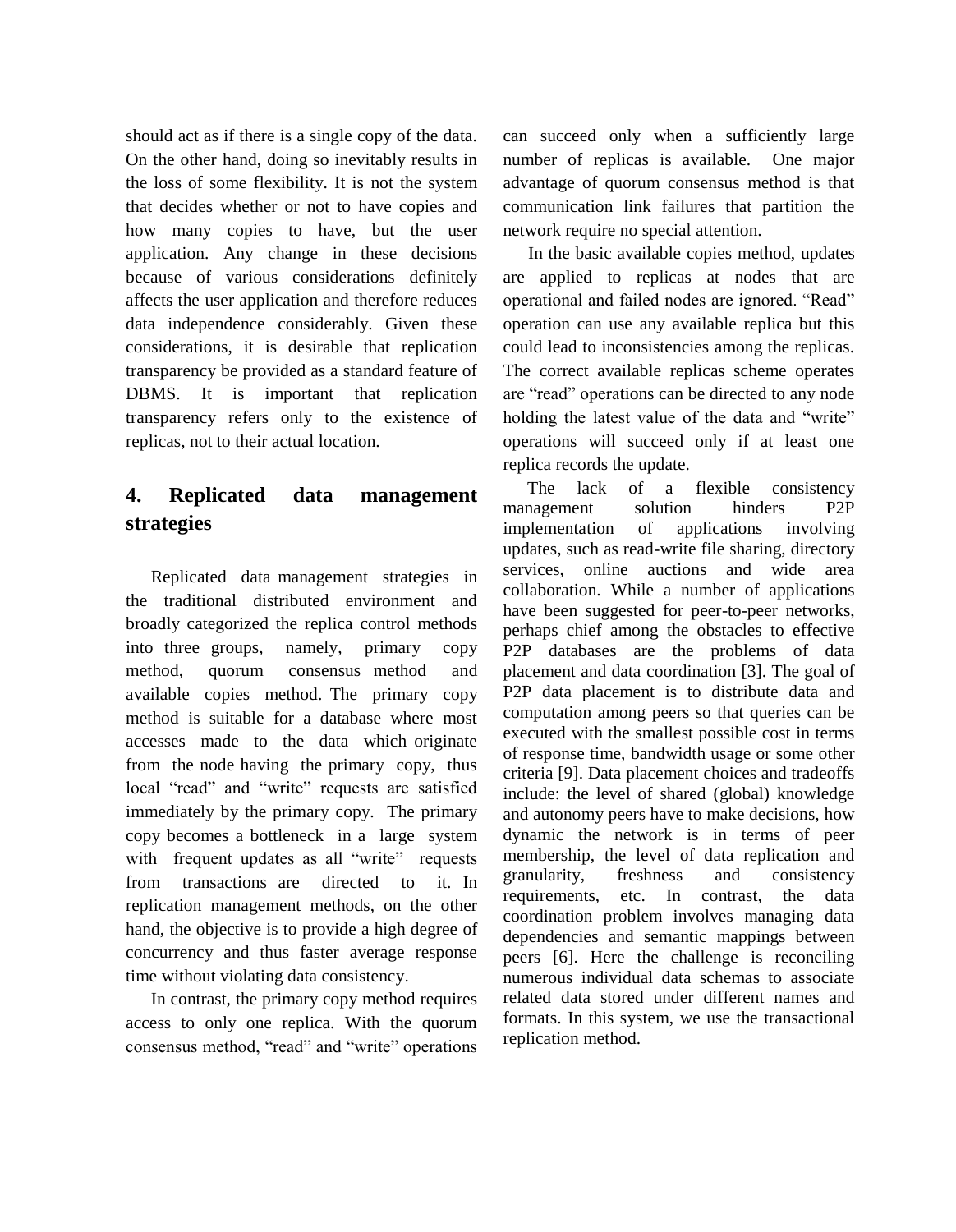should act as if there is a single copy of the data. On the other hand, doing so inevitably results in the loss of some flexibility. It is not the system that decides whether or not to have copies and how many copies to have, but the user application. Any change in these decisions because of various considerations definitely affects the user application and therefore reduces data independence considerably. Given these considerations, it is desirable that replication transparency be provided as a standard feature of DBMS. It is important that replication transparency refers only to the existence of replicas, not to their actual location.

## 4. Replicated data management strategies

Replicated data management strategies in the traditional distributed environment and broadly categorized the replica control methods into three groups, namely, primary copy method, quorum consensus method and available copies method. The primary copy method is suitable for a database where most accesses made to the data which originate from the node having the primary copy, thus local "read" and "write" requests are satisfied immediately by the primary copy. The primary copy becomes a bottleneck in a large system with frequent updates as all "write" requests from transactions are directed to it. In replication management methods, on the other hand, the objective is to provide a high degree of concurrency and thus faster average response time without violating data consistency.

In contrast, the primary copy method requires access to only one replica. With the quorum consensus method, "read" and "write" operations can succeed only when a sufficiently large number of replicas is available. One major advantage of quorum consensus method is that communication link failures that partition the network require no special attention.

In the basic available copies method, updates are applied to replicas at nodes that are operational and failed nodes are ignored. "Read" operation can use any available replica but this could lead to inconsistencies among the replicas. The correct available replicas scheme operates are "read" operations can be directed to any node holding the latest value of the data and "write" operations will succeed only if at least one replica records the update.

The lack of a flexible consistency management solution hinders P2P implementation of applications involving updates, such as read-write file sharing, directory services, online auctions and wide area collaboration. While a number of applications have been suggested for peer-to-peer networks, perhaps chief among the obstacles to effective P2P databases are the problems of data placement and data coordination [3]. The goal of P2P data placement is to distribute data and computation among peers so that queries can be executed with the smallest possible cost in terms of response time, bandwidth usage or some other criteria [9]. Data placement choices and tradeoffs include: the level of shared (global) knowledge and autonomy peers have to make decisions, how dynamic the network is in terms of peer membership, the level of data replication and granularity, freshness and consistency requirements, etc. In contrast, the data coordination problem involves managing data dependencies and semantic mappings between peers [6]. Here the challenge is reconciling numerous individual data schemas to associate related data stored under different names and formats. In this system, we use the transactional replication method.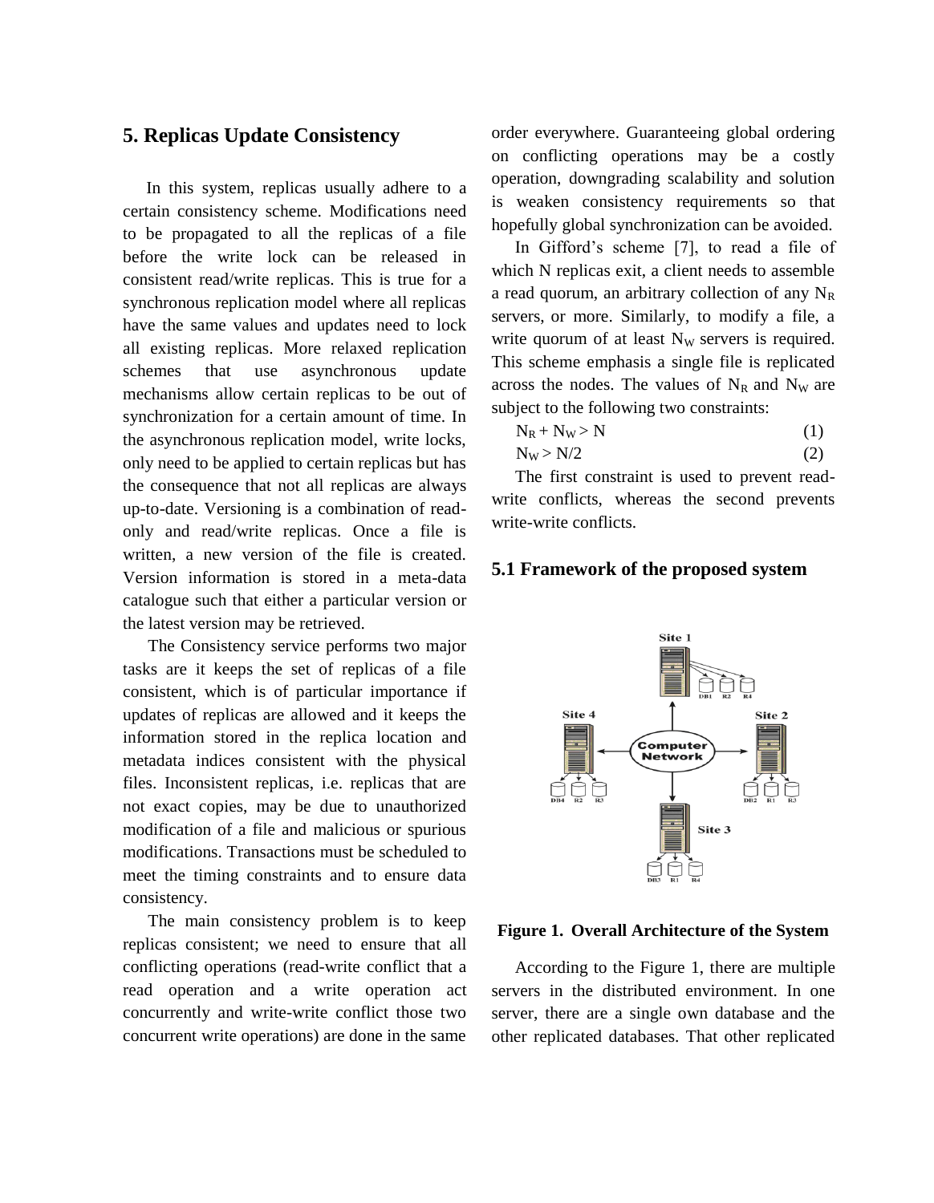## 5. Replicas Update Consistency

In this system, replicas usually adhere to a certain consistency scheme. Modifications need to be propagated to all the replicas of a file before the write lock can be released in consistent read/write replicas. This is true for a synchronous replication model where all replicas have the same values and updates need to lock all existing replicas. More relaxed replication schemes that use asynchronous update mechanisms allow certain replicas to be out of synchronization for a certain amount of time. In the asynchronous replication model, write locks, only need to be applied to certain replicas but has the consequence that not all replicas are always up-to-date. Versioning is a combination of read-only and read/write replicas. Once a file is written, a new version of the file is created. Version information is stored in a meta-data catalogue such that either a particular version or the latest version may be retrieved.

The Consistency service performs two major tasks are it keeps the set of replicas of a file consistent, which is of particular importance if updates of replicas are allowed and it keeps the information stored in the replica location and metadata indices consistent with the physical files. Inconsistent replicas, i.e. replicas that are not exact copies, may be due to unauthorized modification of a file and malicious or spurious modifications. Transactions must be scheduled to meet the timing constraints and to ensure data consistency.

The main consistency problem is to keep replicas consistent; we need to ensure that all conflicting operations (read-write conflict that a read operation and a write operation act concurrently and write-write conflict those two concurrent write operations) are done in the same order everywhere. Guaranteeing global ordering on conflicting operations may be a costly operation, downgrading scalability and solution is weaken consistency requirements so that hopefully global synchronization can be avoided.

In Gifford's scheme [7], to read a file of which N replicas exit, a client needs to assemble a read quorum, an arbitrary collection of any $N_R$ servers, or more. Similarly, to modify a file, a write quorum of at least $N_W$ servers is required. This scheme emphasis a single file is replicated across the nodes. The values of $N_R$ and $N_W$ are subject to the following two constraints:

$$N_R + N_W > N \quad (1)$$

$$N_W > N/2 \quad (2)$$

The first constraint is used to prevent read-write conflicts, whereas the second prevents write-write conflicts.

### 5.1 Framework of the proposed system

**Figure 1. Overall Architecture of the System**

According to the Figure 1, there are multiple servers in the distributed environment. In one server, there are a single own database and the other replicated databases. That other replicated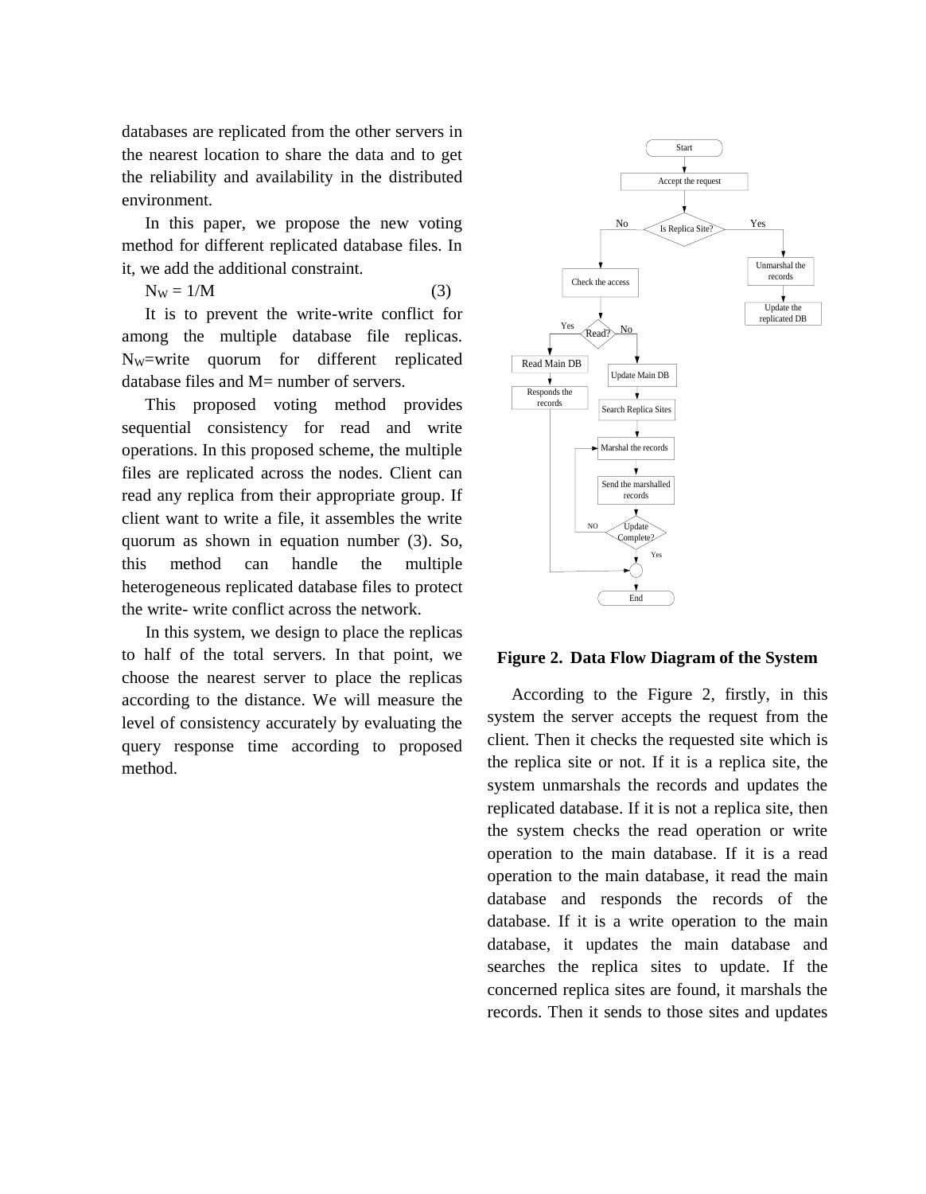databases are replicated from the other servers in the nearest location to share the data and to get the reliability and availability in the distributed environment.

In this paper, we propose the new voting method for different replicated database files. In it, we add the additional constraint.

$$N_W = 1/M \quad (3)$$

It is to prevent the write-write conflict for among the multiple database file replicas. $N_W$=write quorum for different replicated database files and M= number of servers.

This proposed voting method provides sequential consistency for read and write operations. In this proposed scheme, the multiple files are replicated across the nodes. Client can read any replica from their appropriate group. If client want to write a file, it assembles the write quorum as shown in equation number (3). So, this method can handle the multiple heterogeneous replicated database files to protect the write- write conflict across the network.

In this system, we design to place the replicas to half of the total servers. In that point, we choose the nearest server to place the replicas according to the distance. We will measure the level of consistency accurately by evaluating the query response time according to proposed method.

**Figure 2. Data Flow Diagram of the System**

According to the Figure 2, firstly, in this system the server accepts the request from the client. Then it checks the requested site which is the replica site or not. If it is a replica site, the system unmarshals the records and updates the replicated database. If it is not a replica site, then the system checks the read operation or write operation to the main database. If it is a read operation to the main database, it read the main database and responds the records of the database. If it is a write operation to the main database, it updates the main database and searches the replica sites to update. If the concerned replica sites are found, it marshals the records. Then it sends to those sites and updates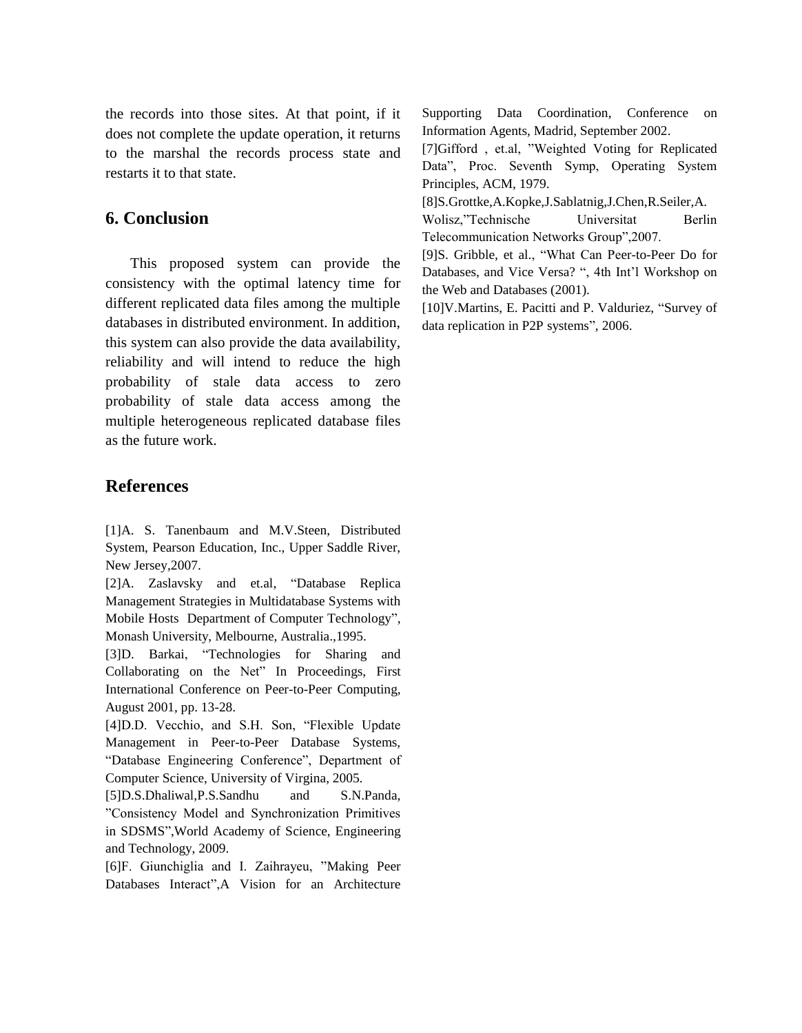the records into those sites. At that point, if it does not complete the update operation, it returns to the marshal the records process state and restarts it to that state.

## 6. Conclusion

This proposed system can provide the consistency with the optimal latency time for different replicated data files among the multiple databases in distributed environment. In addition, this system can also provide the data availability, reliability and will intend to reduce the high probability of stale data access to zero probability of stale data access among the multiple heterogeneous replicated database files as the future work.

## References

[1]A. S. Tanenbaum and M.V.Steen, Distributed System, Pearson Education, Inc., Upper Saddle River, New Jersey,2007.

[2]A. Zaslavsky and et.al, "Database Replica Management Strategies in Multidatabase Systems with Mobile Hosts Department of Computer Technology", Monash University, Melbourne, Australia.,1995.

[3]D. Barkai, "Technologies for Sharing and Collaborating on the Net" In Proceedings, First International Conference on Peer-to-Peer Computing, August 2001, pp. 13-28.

[4]D.D. Vecchio, and S.H. Son, "Flexible Update Management in Peer-to-Peer Database Systems, "Database Engineering Conference", Department of Computer Science, University of Virgina, 2005.

[5]D.S.Dhaliwal,P.S.Sandhu and S.N.Panda, "Consistency Model and Synchronization Primitives in SDSMS",World Academy of Science, Engineering and Technology, 2009.

[6]F. Giunchiglia and I. Zaihrayeu, "Making Peer Databases Interact",A Vision for an Architecture Supporting Data Coordination, Conference on Information Agents, Madrid, September 2002.

[7]Gifford , et.al, "Weighted Voting for Replicated Data", Proc. Seventh Symp, Operating System Principles, ACM, 1979.

[8]S.Grottke,A.Kopke,J.Sablatnig,J.Chen,R.Seiler,A. Wolisz,"Technische Universitat Berlin Telecommunication Networks Group",2007.

[9]S. Gribble, et al., "What Can Peer-to-Peer Do for Databases, and Vice Versa? ", 4th Int'l Workshop on the Web and Databases (2001).

[10]V.Martins, E. Pacitti and P. Valduriez, "Survey of data replication in P2P systems", 2006.